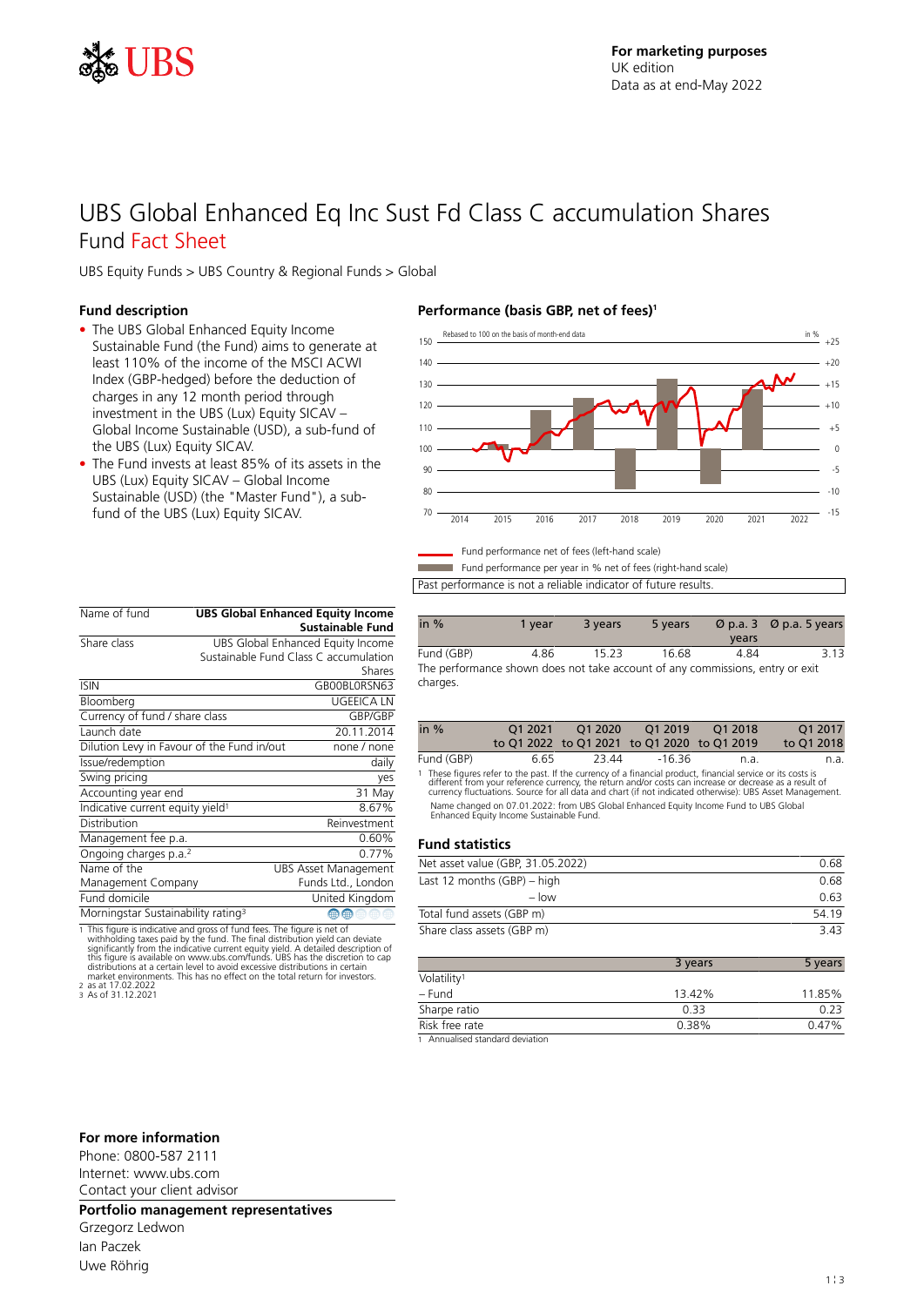For marketing purposes
UK edition
Data as at end-May 2022

# UBS Global Enhanced Eq Inc Sust Fd Class C accumulation Shares
## Fund Fact Sheet

UBS Equity Funds > UBS Country & Regional Funds > Global

### Fund description

- The UBS Global Enhanced Equity Income Sustainable Fund (the Fund) aims to generate at least 110% of the income of the MSCI ACWI Index (GBP-hedged) before the deduction of charges in any 12 month period through investment in the UBS (Lux) Equity SICAV – Global Income Sustainable (USD), a sub-fund of the UBS (Lux) Equity SICAV.
- The Fund invests at least 85% of its assets in the UBS (Lux) Equity SICAV – Global Income Sustainable (USD) (the "Master Fund"), a sub-fund of the UBS (Lux) Equity SICAV.

### Performance (basis GBP, net of fees)[1]

Rebased to 100 on the basis of month-end data

Fund performance net of fees (left-hand scale)

Fund performance per year in % net of fees (right-hand scale)

Past performance is not a reliable indicator of future results.

| Name of fund | UBS Global Enhanced Equity Income Sustainable Fund |
|---|---|
| Share class | UBS Global Enhanced Equity Income Sustainable Fund Class C accumulation Shares |
| ISIN | GB00BL0RSN63 |
| Bloomberg | UGEEICA LN |
| Currency of fund / share class | GBP/GBP |
| Launch date | 20.11.2014 |
| Dilution Levy in Favour of the Fund in/out | none / none |
| Issue/redemption | daily |
| Swing pricing | yes |
| Accounting year end | 31 May |
| Indicative current equity yield[1] | 8.67% |
| Distribution | Reinvestment |
| Management fee p.a. | 0.60% |
| Ongoing charges p.a.[2] | 0.77% |
| Name of the Management Company | UBS Asset Management Funds Ltd., London |
| Fund domicile | United Kingdom |
| Morningstar Sustainability rating[3] | |

1 This figure is indicative and gross of fund fees. The figure is net of withholding taxes paid by the fund. The final distribution yield can deviate significantly from the indicative current equity yield. A detailed description of this figure is available on www.ubs.com/funds. UBS has the discretion to cap distributions at a certain level to avoid excessive distributions in certain market environments. This has no effect on the total return for investors.
2 as at 17.02.2022
3 As of 31.12.2021

| in % | 1 year | 3 years | 5 years | Ø p.a. 3 years | Ø p.a. 5 years |
|---|---|---|---|---|---|
| Fund (GBP) | 4.86 | 15.23 | 16.68 | 4.84 | 3.13 |

The performance shown does not take account of any commissions, entry or exit charges.

| in % | Q1 2021 to Q1 2022 | Q1 2020 to Q1 2021 | Q1 2019 to Q1 2020 | Q1 2018 to Q1 2019 | Q1 2017 to Q1 2018 |
|---|---|---|---|---|---|
| Fund (GBP) | 6.65 | 23.44 | -16.36 | n.a. | n.a. |

1 These figures refer to the past. If the currency of a financial product, financial service or its costs is different from your reference currency, the return and/or costs can increase or decrease as a result of currency fluctuations. Source for all data and chart (if not indicated otherwise): UBS Asset Management.
Name changed on 07.01.2022: from UBS Global Enhanced Equity Income Fund to UBS Global Enhanced Equity Income Sustainable Fund.

### Fund statistics

| | |
|---|---|
| Net asset value (GBP, 31.05.2022) | 0.68 |
| Last 12 months (GBP) – high | 0.68 |
| – low | 0.63 |
| Total fund assets (GBP m) | 54.19 |
| Share class assets (GBP m) | 3.43 |

| | 3 years | 5 years |
|---|---|---|
| Volatility[1] | | |
| – Fund | 13.42% | 11.85% |
| Sharpe ratio | 0.33 | 0.23 |
| Risk free rate | 0.38% | 0.47% |

1 Annualised standard deviation

### For more information

Phone: 0800-587 2111
Internet: www.ubs.com
Contact your client advisor

### Portfolio management representatives

Grzegorz Ledwon
Ian Paczek
Uwe Röhrig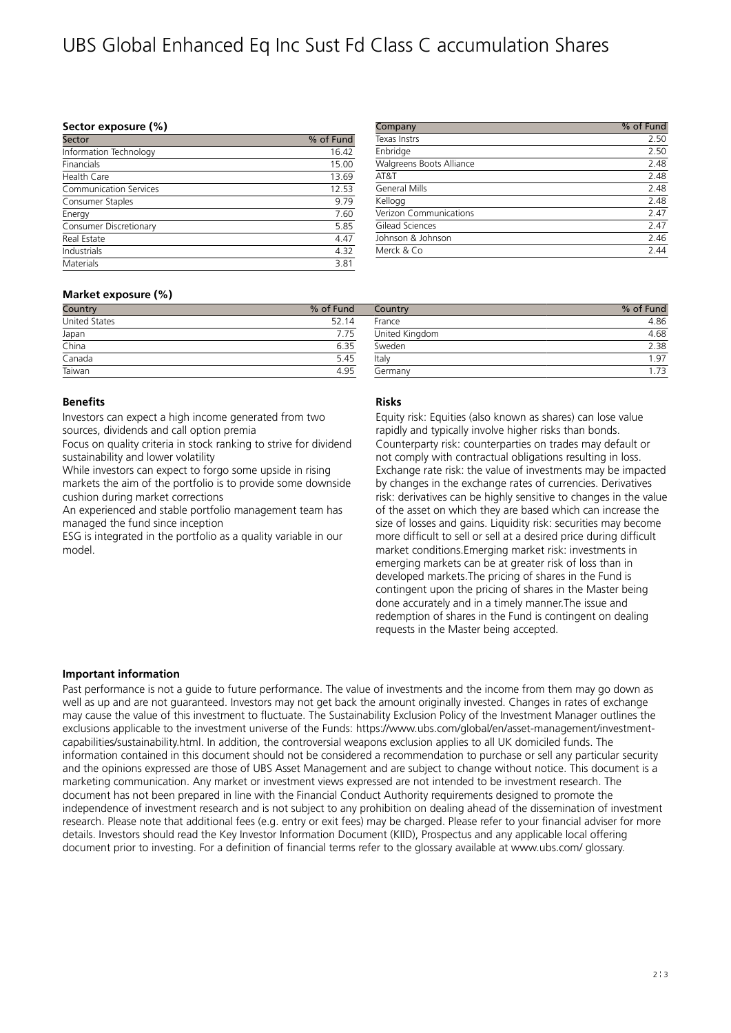# UBS Global Enhanced Eq Inc Sust Fd Class C accumulation Shares

**Sector exposure (%)**

| Sector | % of Fund |
|---|---|
| Information Technology | 16.42 |
| Financials | 15.00 |
| Health Care | 13.69 |
| Communication Services | 12.53 |
| Consumer Staples | 9.79 |
| Energy | 7.60 |
| Consumer Discretionary | 5.85 |
| Real Estate | 4.47 |
| Industrials | 4.32 |
| Materials | 3.81 |

| Company | % of Fund |
|---|---|
| Texas Instrs | 2.50 |
| Enbridge | 2.50 |
| Walgreens Boots Alliance | 2.48 |
| AT&T | 2.48 |
| General Mills | 2.48 |
| Kellogg | 2.48 |
| Verizon Communications | 2.47 |
| Gilead Sciences | 2.47 |
| Johnson & Johnson | 2.46 |
| Merck & Co | 2.44 |

**Market exposure (%)**

| Country | % of Fund | Country | % of Fund |
|---|---|---|---|
| United States | 52.14 | France | 4.86 |
| Japan | 7.75 | United Kingdom | 4.68 |
| China | 6.35 | Sweden | 2.38 |
| Canada | 5.45 | Italy | 1.97 |
| Taiwan | 4.95 | Germany | 1.73 |

**Benefits**

Investors can expect a high income generated from two sources, dividends and call option premia
Focus on quality criteria in stock ranking to strive for dividend sustainability and lower volatility
While investors can expect to forgo some upside in rising markets the aim of the portfolio is to provide some downside cushion during market corrections
An experienced and stable portfolio management team has managed the fund since inception
ESG is integrated in the portfolio as a quality variable in our model.

**Risks**

Equity risk: Equities (also known as shares) can lose value rapidly and typically involve higher risks than bonds. Counterparty risk: counterparties on trades may default or not comply with contractual obligations resulting in loss. Exchange rate risk: the value of investments may be impacted by changes in the exchange rates of currencies. Derivatives risk: derivatives can be highly sensitive to changes in the value of the asset on which they are based which can increase the size of losses and gains. Liquidity risk: securities may become more difficult to sell or sell at a desired price during difficult market conditions.Emerging market risk: investments in emerging markets can be at greater risk of loss than in developed markets.The pricing of shares in the Fund is contingent upon the pricing of shares in the Master being done accurately and in a timely manner.The issue and redemption of shares in the Fund is contingent on dealing requests in the Master being accepted.

**Important information**

Past performance is not a guide to future performance. The value of investments and the income from them may go down as well as up and are not guaranteed. Investors may not get back the amount originally invested. Changes in rates of exchange may cause the value of this investment to fluctuate. The Sustainability Exclusion Policy of the Investment Manager outlines the exclusions applicable to the investment universe of the Funds: https://www.ubs.com/global/en/asset-management/investment-capabilities/sustainability.html. In addition, the controversial weapons exclusion applies to all UK domiciled funds. The information contained in this document should not be considered a recommendation to purchase or sell any particular security and the opinions expressed are those of UBS Asset Management and are subject to change without notice. This document is a marketing communication. Any market or investment views expressed are not intended to be investment research. The document has not been prepared in line with the Financial Conduct Authority requirements designed to promote the independence of investment research and is not subject to any prohibition on dealing ahead of the dissemination of investment research. Please note that additional fees (e.g. entry or exit fees) may be charged. Please refer to your financial adviser for more details. Investors should read the Key Investor Information Document (KIID), Prospectus and any applicable local offering document prior to investing. For a definition of financial terms refer to the glossary available at www.ubs.com/ glossary.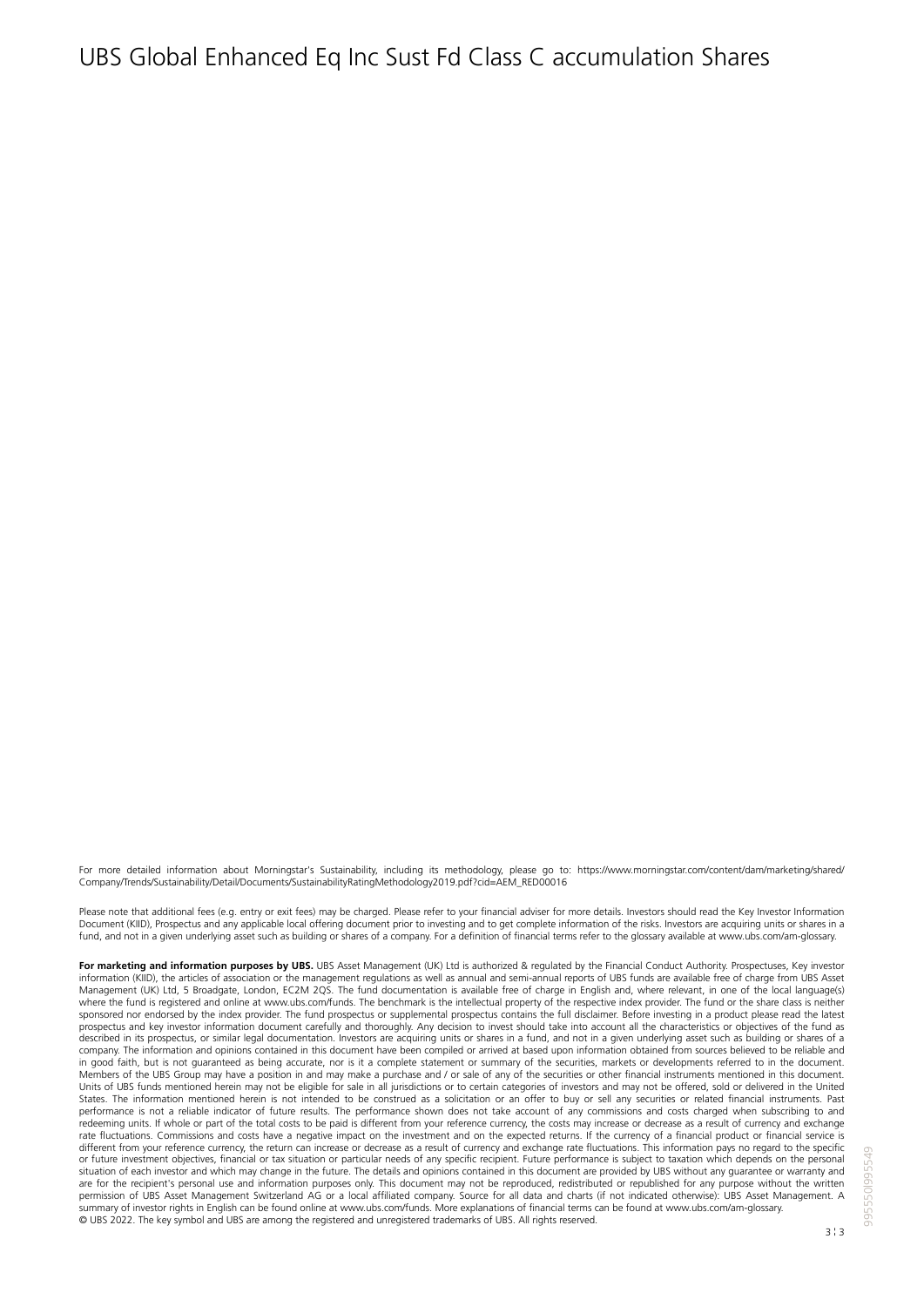# UBS Global Enhanced Eq Inc Sust Fd Class C accumulation Shares

For more detailed information about Morningstar's Sustainability, including its methodology, please go to: https://www.morningstar.com/content/dam/marketing/shared/Company/Trends/Sustainability/Detail/Documents/SustainabilityRatingMethodology2019.pdf?cid=AEM_RED00016

Please note that additional fees (e.g. entry or exit fees) may be charged. Please refer to your financial adviser for more details. Investors should read the Key Investor Information Document (KIID), Prospectus and any applicable local offering document prior to investing and to get complete information of the risks. Investors are acquiring units or shares in a fund, and not in a given underlying asset such as building or shares of a company. For a definition of financial terms refer to the glossary available at www.ubs.com/am-glossary.

**For marketing and information purposes by UBS.** UBS Asset Management (UK) Ltd is authorized & regulated by the Financial Conduct Authority. Prospectuses, Key investor information (KIID), the articles of association or the management regulations as well as annual and semi-annual reports of UBS funds are available free of charge from UBS Asset Management (UK) Ltd, 5 Broadgate, London, EC2M 2QS. The fund documentation is available free of charge in English and, where relevant, in one of the local language(s) where the fund is registered and online at www.ubs.com/funds. The benchmark is the intellectual property of the respective index provider. The fund or the share class is neither sponsored nor endorsed by the index provider. The fund prospectus or supplemental prospectus contains the full disclaimer. Before investing in a product please read the latest prospectus and key investor information document carefully and thoroughly. Any decision to invest should take into account all the characteristics or objectives of the fund as described in its prospectus, or similar legal documentation. Investors are acquiring units or shares in a fund, and not in a given underlying asset such as building or shares of a company. The information and opinions contained in this document have been compiled or arrived at based upon information obtained from sources believed to be reliable and in good faith, but is not guaranteed as being accurate, nor is it a complete statement or summary of the securities, markets or developments referred to in the document. Members of the UBS Group may have a position in and may make a purchase and / or sale of any of the securities or other financial instruments mentioned in this document. Units of UBS funds mentioned herein may not be eligible for sale in all jurisdictions or to certain categories of investors and may not be offered, sold or delivered in the United States. The information mentioned herein is not intended to be construed as a solicitation or an offer to buy or sell any securities or related financial instruments. Past performance is not a reliable indicator of future results. The performance shown does not take account of any commissions and costs charged when subscribing to and redeeming units. If whole or part of the total costs to be paid is different from your reference currency, the costs may increase or decrease as a result of currency and exchange rate fluctuations. Commissions and costs have a negative impact on the investment and on the expected returns. If the currency of a financial product or financial service is different from your reference currency, the return can increase or decrease as a result of currency and exchange rate fluctuations. This information pays no regard to the specific or future investment objectives, financial or tax situation or particular needs of any specific recipient. Future performance is subject to taxation which depends on the personal situation of each investor and which may change in the future. The details and opinions contained in this document are provided by UBS without any guarantee or warranty and are for the recipient's personal use and information purposes only. This document may not be reproduced, redistributed or republished for any purpose without the written permission of UBS Asset Management Switzerland AG or a local affiliated company. Source for all data and charts (if not indicated otherwise): UBS Asset Management. A summary of investor rights in English can be found online at www.ubs.com/funds. More explanations of financial terms can be found at www.ubs.com/am-glossary.
© UBS 2022. The key symbol and UBS are among the registered and unregistered trademarks of UBS. All rights reserved.